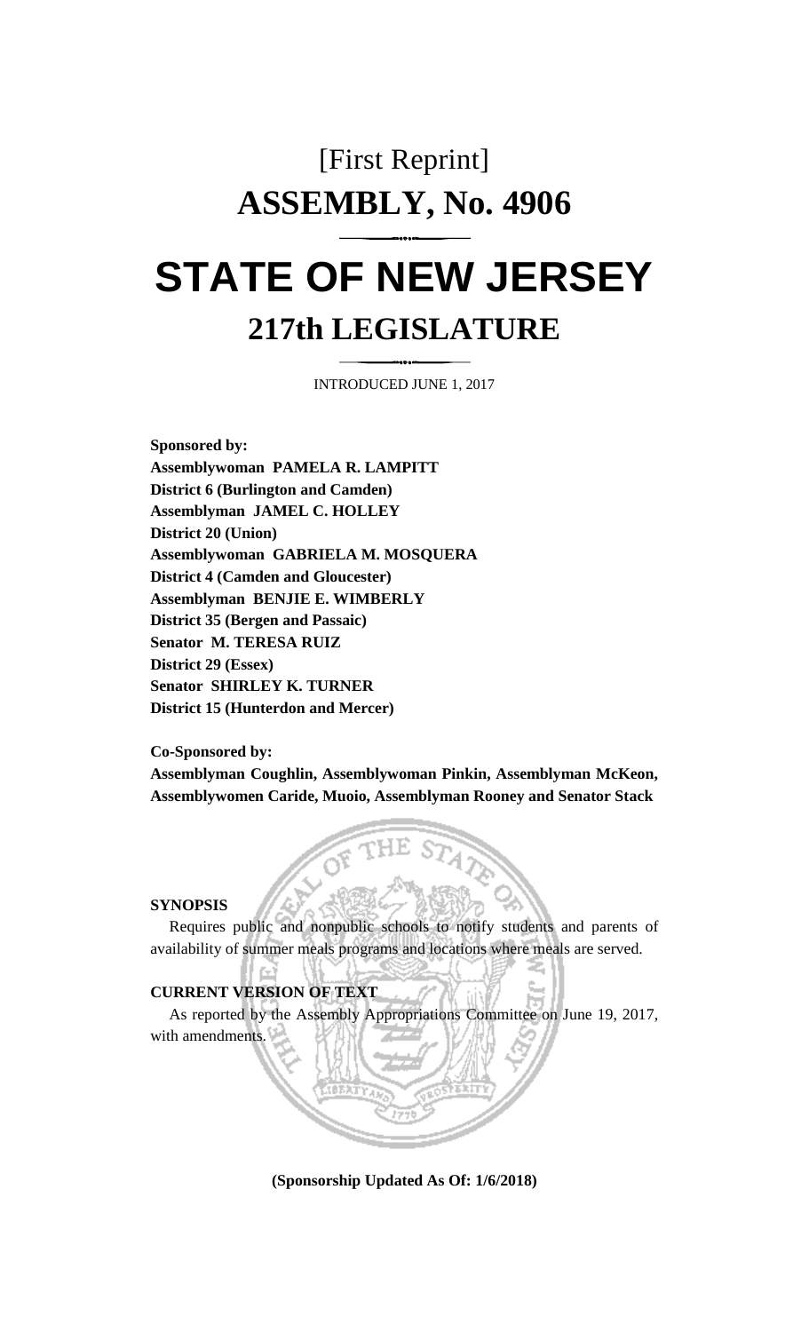# [First Reprint]

# ASSEMBLY, No. 4906

# STATE OF NEW JERSEY

## 217th LEGISLATURE

INTRODUCED JUNE 1, 2017

**Sponsored by:**
**Assemblywoman PAMELA R. LAMPITT**
**District 6 (Burlington and Camden)**
**Assemblyman JAMEL C. HOLLEY**
**District 20 (Union)**
**Assemblywoman GABRIELA M. MOSQUERA**
**District 4 (Camden and Gloucester)**
**Assemblyman BENJIE E. WIMBERLY**
**District 35 (Bergen and Passaic)**
**Senator M. TERESA RUIZ**
**District 29 (Essex)**
**Senator SHIRLEY K. TURNER**
**District 15 (Hunterdon and Mercer)**

**Co-Sponsored by:**
**Assemblyman Coughlin, Assemblywoman Pinkin, Assemblyman McKeon, Assemblywomen Caride, Muoio, Assemblyman Rooney and Senator Stack**

**SYNOPSIS**

Requires public and nonpublic schools to notify students and parents of availability of summer meals programs and locations where meals are served.

**CURRENT VERSION OF TEXT**

As reported by the Assembly Appropriations Committee on June 19, 2017, with amendments.

**(Sponsorship Updated As Of: 1/6/2018)**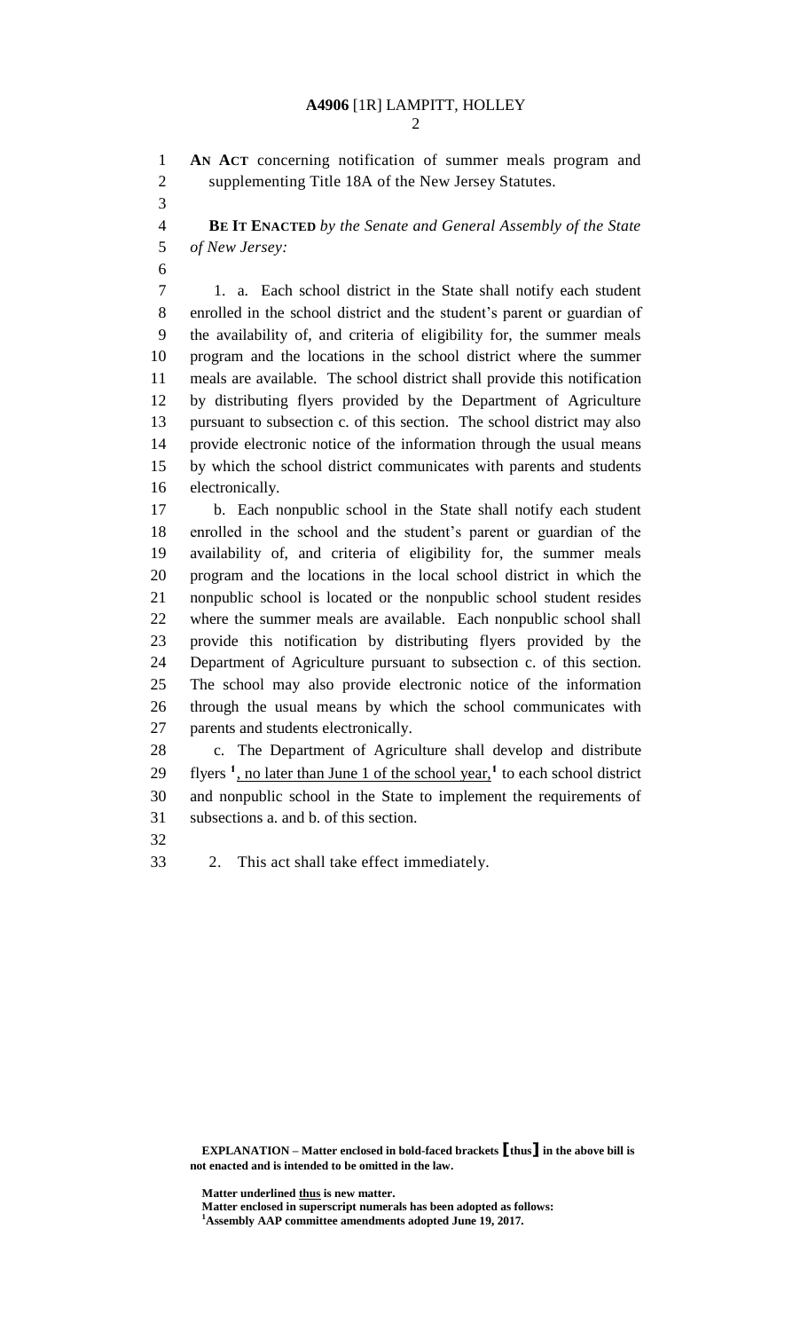**AN ACT** concerning notification of summer meals program and supplementing Title 18A of the New Jersey Statutes.

**BE IT ENACTED** *by the Senate and General Assembly of the State of New Jersey:*

1. a. Each school district in the State shall notify each student enrolled in the school district and the student's parent or guardian of the availability of, and criteria of eligibility for, the summer meals program and the locations in the school district where the summer meals are available. The school district shall provide this notification by distributing flyers provided by the Department of Agriculture pursuant to subsection c. of this section. The school district may also provide electronic notice of the information through the usual means by which the school district communicates with parents and students electronically.

b. Each nonpublic school in the State shall notify each student enrolled in the school and the student's parent or guardian of the availability of, and criteria of eligibility for, the summer meals program and the locations in the local school district in which the nonpublic school is located or the nonpublic school student resides where the summer meals are available. Each nonpublic school shall provide this notification by distributing flyers provided by the Department of Agriculture pursuant to subsection c. of this section. The school may also provide electronic notice of the information through the usual means by which the school communicates with parents and students electronically.

c. The Department of Agriculture shall develop and distribute flyers [1], no later than June 1 of the school year,[1] to each school district and nonpublic school in the State to implement the requirements of subsections a. and b. of this section.

2. This act shall take effect immediately.

**EXPLANATION – Matter enclosed in bold-faced brackets [thus] in the above bill is not enacted and is intended to be omitted in the law.**

**Matter underlined thus is new matter.**
**Matter enclosed in superscript numerals has been adopted as follows:**
[1]**Assembly AAP committee amendments adopted June 19, 2017.**